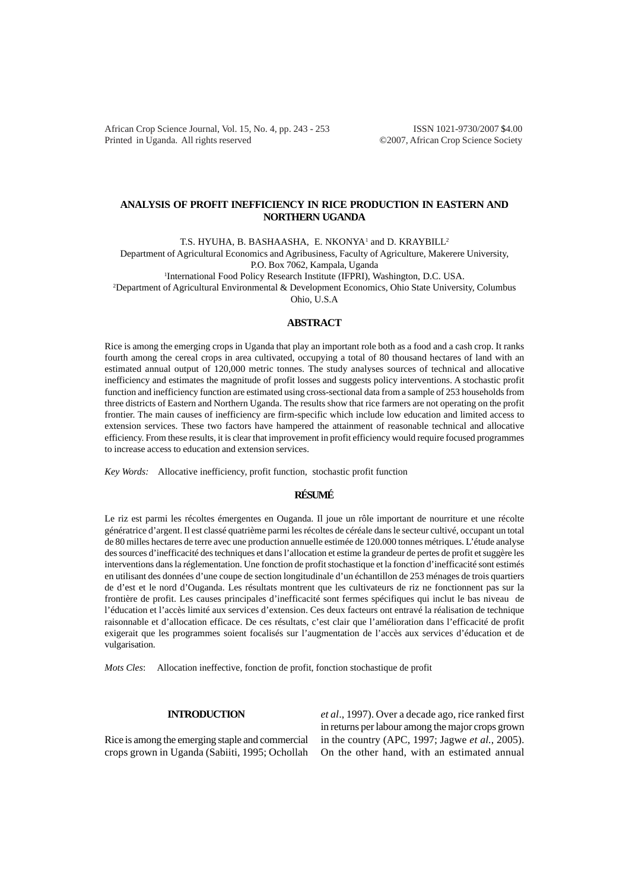# ANALYSIS OF PROFIT INEFFICIENCY IN RICE PRODUCTION IN EASTERN AND NORTHERN UGANDA

T.S. HYUHA, B. BASHAASHA, E. NKONYA[1] and D. KRAYBILL[2]

Department of Agricultural Economics and Agribusiness, Faculty of Agriculture, Makerere University, P.O. Box 7062, Kampala, Uganda

[1]International Food Policy Research Institute (IFPRI), Washington, D.C. USA.

[2]Department of Agricultural Environmental & Development Economics, Ohio State University, Columbus Ohio, U.S.A

## ABSTRACT

Rice is among the emerging crops in Uganda that play an important role both as a food and a cash crop. It ranks fourth among the cereal crops in area cultivated, occupying a total of 80 thousand hectares of land with an estimated annual output of 120,000 metric tonnes. The study analyses sources of technical and allocative inefficiency and estimates the magnitude of profit losses and suggests policy interventions. A stochastic profit function and inefficiency function are estimated using cross-sectional data from a sample of 253 households from three districts of Eastern and Northern Uganda. The results show that rice farmers are not operating on the profit frontier. The main causes of inefficiency are firm-specific which include low education and limited access to extension services. These two factors have hampered the attainment of reasonable technical and allocative efficiency. From these results, it is clear that improvement in profit efficiency would require focused programmes to increase access to education and extension services.

*Key Words:* Allocative inefficiency, profit function, stochastic profit function

## RÉSUMÉ

Le riz est parmi les récoltes émergentes en Ouganda. Il joue un rôle important de nourriture et une récolte génératrice d'argent. Il est classé quatrième parmi les récoltes de céréale dans le secteur cultivé, occupant un total de 80 milles hectares de terre avec une production annuelle estimée de 120.000 tonnes métriques. L'étude analyse des sources d'inefficacité des techniques et dans l'allocation et estime la grandeur de pertes de profit et suggère les interventions dans la réglementation. Une fonction de profit stochastique et la fonction d'inefficacité sont estimés en utilisant des données d'une coupe de section longitudinale d'un échantillon de 253 ménages de trois quartiers de d'est et le nord d'Ouganda. Les résultats montrent que les cultivateurs de riz ne fonctionnent pas sur la frontière de profit. Les causes principales d'inefficacité sont fermes spécifiques qui inclut le bas niveau de l'éducation et l'accès limité aux services d'extension. Ces deux facteurs ont entravé la réalisation de technique raisonnable et d'allocation efficace. De ces résultats, c'est clair que l'amélioration dans l'efficacité de profit exigerait que les programmes soient focalisés sur l'augmentation de l'accès aux services d'éducation et de vulgarisation.

*Mots Cles*: Allocation ineffective, fonction de profit, fonction stochastique de profit

## INTRODUCTION

Rice is among the emerging staple and commercial crops grown in Uganda (Sabiiti, 1995; Ochollah *et al*., 1997). Over a decade ago, rice ranked first in returns per labour among the major crops grown in the country (APC, 1997; Jagwe *et al.*, 2005). On the other hand, with an estimated annual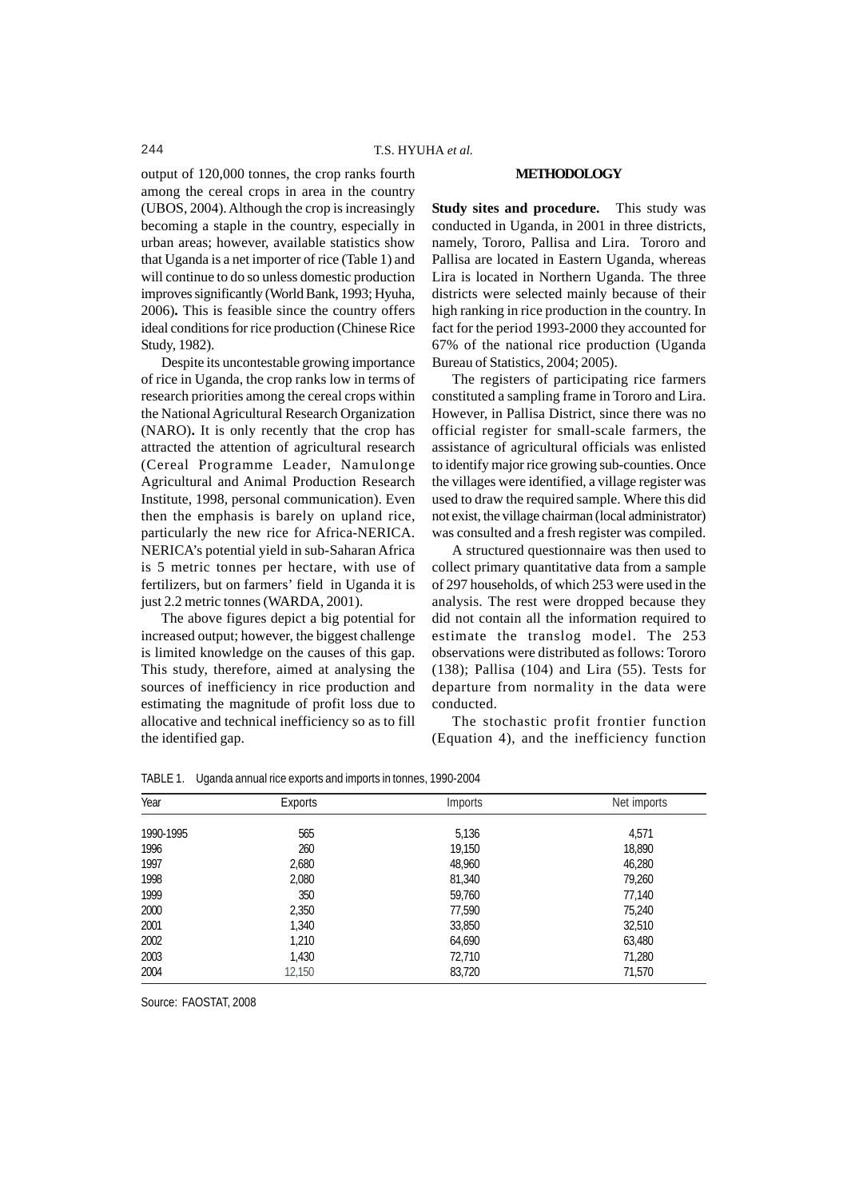output of 120,000 tonnes, the crop ranks fourth among the cereal crops in area in the country (UBOS, 2004). Although the crop is increasingly becoming a staple in the country, especially in urban areas; however, available statistics show that Uganda is a net importer of rice (Table 1) and will continue to do so unless domestic production improves significantly (World Bank, 1993; Hyuha, 2006)**.** This is feasible since the country offers ideal conditions for rice production (Chinese Rice Study, 1982).

Despite its uncontestable growing importance of rice in Uganda, the crop ranks low in terms of research priorities among the cereal crops within the National Agricultural Research Organization (NARO)**.** It is only recently that the crop has attracted the attention of agricultural research (Cereal Programme Leader, Namulonge Agricultural and Animal Production Research Institute, 1998, personal communication). Even then the emphasis is barely on upland rice, particularly the new rice for Africa-NERICA. NERICA's potential yield in sub-Saharan Africa is 5 metric tonnes per hectare, with use of fertilizers, but on farmers' field in Uganda it is just 2.2 metric tonnes (WARDA, 2001).

The above figures depict a big potential for increased output; however, the biggest challenge is limited knowledge on the causes of this gap. This study, therefore, aimed at analysing the sources of inefficiency in rice production and estimating the magnitude of profit loss due to allocative and technical inefficiency so as to fill the identified gap.

## METHODOLOGY

**Study sites and procedure.** This study was conducted in Uganda, in 2001 in three districts, namely, Tororo, Pallisa and Lira. Tororo and Pallisa are located in Eastern Uganda, whereas Lira is located in Northern Uganda. The three districts were selected mainly because of their high ranking in rice production in the country. In fact for the period 1993-2000 they accounted for 67% of the national rice production (Uganda Bureau of Statistics, 2004; 2005).

The registers of participating rice farmers constituted a sampling frame in Tororo and Lira. However, in Pallisa District, since there was no official register for small-scale farmers, the assistance of agricultural officials was enlisted to identify major rice growing sub-counties. Once the villages were identified, a village register was used to draw the required sample. Where this did not exist, the village chairman (local administrator) was consulted and a fresh register was compiled.

A structured questionnaire was then used to collect primary quantitative data from a sample of 297 households, of which 253 were used in the analysis. The rest were dropped because they did not contain all the information required to estimate the translog model. The 253 observations were distributed as follows: Tororo (138); Pallisa (104) and Lira (55). Tests for departure from normality in the data were conducted.

The stochastic profit frontier function (Equation 4), and the inefficiency function

TABLE 1. Uganda annual rice exports and imports in tonnes, 1990-2004

| Year | Exports | Imports | Net imports |
|---|---|---|---|
| 1990-1995 | 565 | 5,136 | 4,571 |
| 1996 | 260 | 19,150 | 18,890 |
| 1997 | 2,680 | 48,960 | 46,280 |
| 1998 | 2,080 | 81,340 | 79,260 |
| 1999 | 350 | 59,760 | 77,140 |
| 2000 | 2,350 | 77,590 | 75,240 |
| 2001 | 1,340 | 33,850 | 32,510 |
| 2002 | 1,210 | 64,690 | 63,480 |
| 2003 | 1,430 | 72,710 | 71,280 |
| 2004 | 12,150 | 83,720 | 71,570 |

Source: FAOSTAT, 2008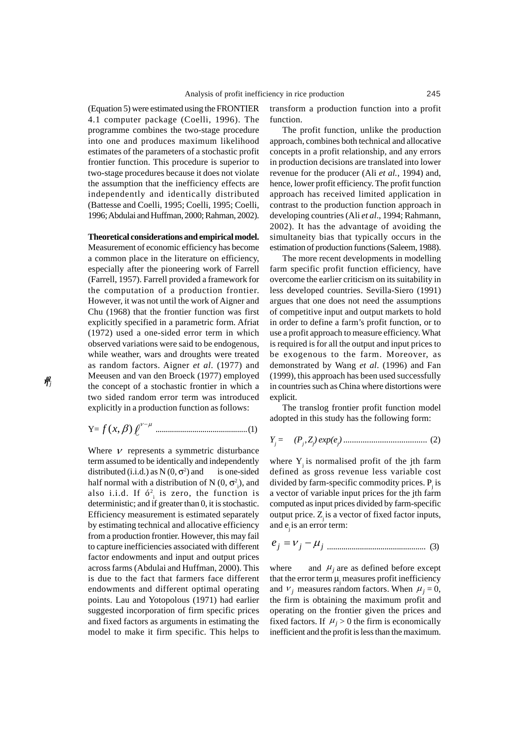(Equation 5) were estimated using the FRONTIER 4.1 computer package (Coelli, 1996). The programme combines the two-stage procedure into one and produces maximum likelihood estimates of the parameters of a stochastic profit frontier function. This procedure is superior to two-stage procedures because it does not violate the assumption that the inefficiency effects are independently and identically distributed (Battesse and Coelli, 1995; Coelli, 1995; Coelli, 1996; Abdulai and Huffman, 2000; Rahman, 2002).

**Theoretical considerations and empirical model.** Measurement of economic efficiency has become a common place in the literature on efficiency, especially after the pioneering work of Farrell (Farrell, 1957). Farrell provided a framework for the computation of a production frontier. However, it was not until the work of Aigner and Chu (1968) that the frontier function was first explicitly specified in a parametric form. Afriat (1972) used a one-sided error term in which observed variations were said to be endogenous, while weather, wars and droughts were treated as random factors. Aigner *et al*. (1977) and Meeusen and van den Broeck (1977) employed the concept of a stochastic frontier in which a two sided random error term was introduced explicitly in a production function as follows:

$$Y= f(x,\beta)\,\ell^{\nu-\mu} \quad (1)$$

Where $\nu$ represents a symmetric disturbance term assumed to be identically and independently distributed (i.i.d.) as N $(0, \sigma^2)$ and is one-sided half normal with a distribution of N $(0, \sigma^2_j)$, and also i.i.d. If $\sigma^2_j$ is zero, the function is deterministic; and if greater than 0, it is stochastic. Efficiency measurement is estimated separately by estimating technical and allocative efficiency from a production frontier. However, this may fail to capture inefficiencies associated with different factor endowments and input and output prices across farms (Abdulai and Huffman, 2000). This is due to the fact that farmers face different endowments and different optimal operating points. Lau and Yotopolous (1971) had earlier suggested incorporation of firm specific prices and fixed factors as arguments in estimating the model to make it firm specific. This helps to transform a production function into a profit function.

The profit function, unlike the production approach, combines both technical and allocative concepts in a profit relationship, and any errors in production decisions are translated into lower revenue for the producer (Ali *et al.*, 1994) and, hence, lower profit efficiency. The profit function approach has received limited application in contrast to the production function approach in developing countries (Ali *et al*., 1994; Rahmann, 2002). It has the advantage of avoiding the simultaneity bias that typically occurs in the estimation of production functions (Saleem, 1988).

The more recent developments in modelling farm specific profit function efficiency, have overcome the earlier criticism on its suitability in less developed countries. Sevilla-Siero (1991) argues that one does not need the assumptions of competitive input and output markets to hold in order to define a farm's profit function, or to use a profit approach to measure efficiency. What is required is for all the output and input prices to be exogenous to the farm. Moreover, as demonstrated by Wang *et al*. (1996) and Fan (1999), this approach has been used successfully in countries such as China where distortions were explicit.

The translog frontier profit function model adopted in this study has the following form:

$$Y_j = \quad (P_j, Z_j)\,exp(e_j) \quad (2)$$

where $Y_j$ is normalised profit of the jth farm defined as gross revenue less variable cost divided by farm-specific commodity prices. $P_j$ is a vector of variable input prices for the jth farm computed as input prices divided by farm-specific output price. $Z_j$ is a vector of fixed factor inputs, and $e_j$ is an error term:

$$e_j = \nu_j - \mu_j \quad (3)$$

where and $\mu_j$ are as defined before except that the error term $\mu_j$ measures profit inefficiency and $\nu_j$ measures random factors. When $\mu_j = 0$, the firm is obtaining the maximum profit and operating on the frontier given the prices and fixed factors. If $\mu_j > 0$ the firm is economically inefficient and the profit is less than the maximum.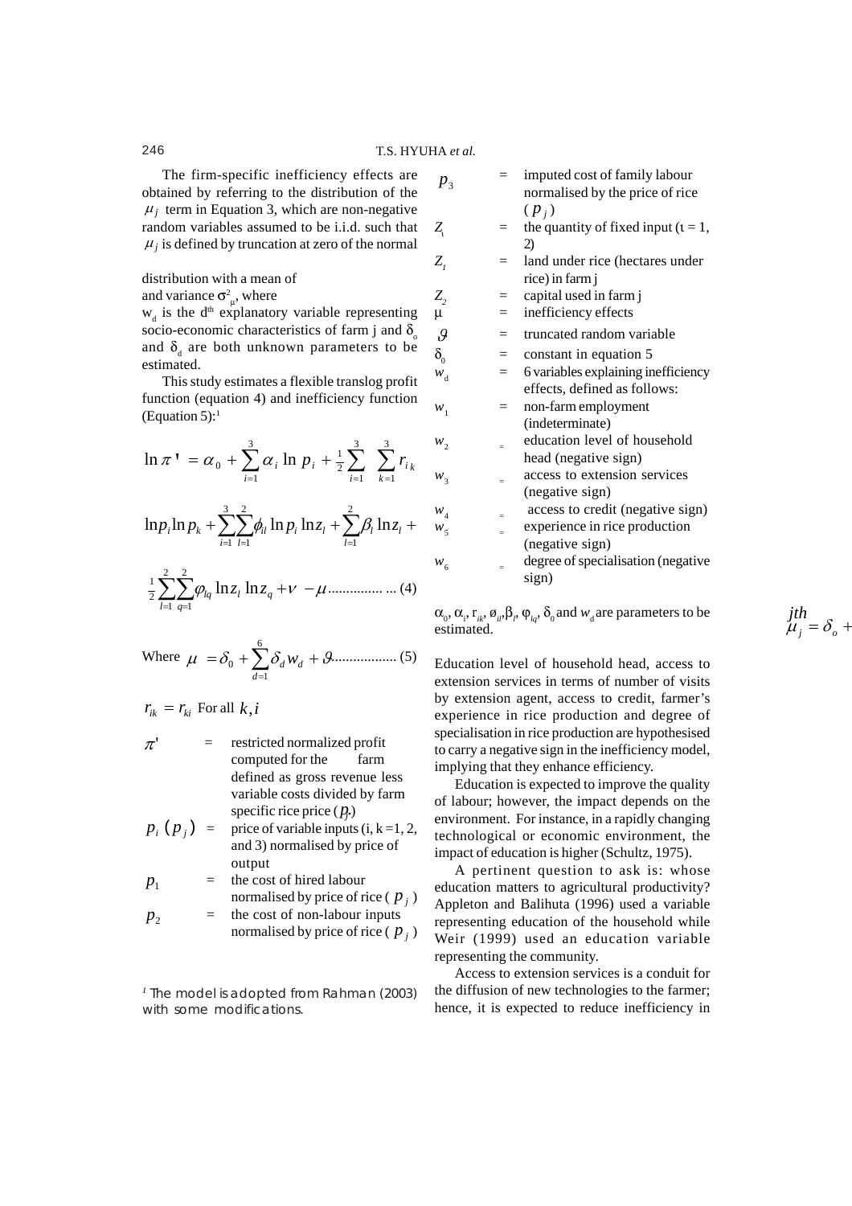The firm-specific inefficiency effects are obtained by referring to the distribution of the $\mu_j$ term in Equation 3, which are non-negative random variables assumed to be i.i.d. such that $\mu_j$ is defined by truncation at zero of the normal distribution with a mean of $\mu_j = \delta_o + \sum_{d=1}^{6} \delta_d w_d$ and variance $\sigma^2_\mu$, where $w_d$ is the $d^{th}$ explanatory variable representing socio-economic characteristics of farm j and $\delta_o$ and $\delta_d$ are both unknown parameters to be estimated.

This study estimates a flexible translog profit function (equation 4) and inefficiency function (Equation 5):[1]

$$\ln \pi' = \alpha_0 + \sum_{i=1}^{3} \alpha_i \ln p_i + \tfrac{1}{2}\sum_{i=1}^{3} \sum_{k=1}^{3} r_{ik} \ln p_i \ln p_k + \sum_{i=1}^{3}\sum_{l=1}^{2} \phi_{il} \ln p_i \ln z_l + \sum_{l=1}^{2} \beta_l \ln z_l + \tfrac{1}{2}\sum_{l=1}^{2}\sum_{q=1}^{2} \varphi_{lq} \ln z_l \ln z_q + \nu - \mu \quad (4)$$

Where $$\mu = \delta_0 + \sum_{d=1}^{6} \delta_d w_d + \vartheta \quad (5)$$

$r_{ik} = r_{ki}$ For all $k, i$

- $\pi'$ = restricted normalized profit computed for the farm defined as gross revenue less variable costs divided by farm specific rice price ($p_j$)
- $p_i$ ($p_j$) = price of variable inputs (i, k = 1, 2, and 3) normalised by price of output
- $p_1$ = the cost of hired labour normalised by price of rice ($p_j$)
- $p_2$ = the cost of non-labour inputs normalised by price of rice ($p_j$)
- $p_3$ = imputed cost of family labour normalised by the price of rice ($p_j$)
- $Z_\iota$ = the quantity of fixed input ($\iota$ = 1, 2)
- $Z_1$ = land under rice (hectares under rice) in farm j
- $Z_2$ = capital used in farm j
- $\mu$ = inefficiency effects
- $\vartheta$ = truncated random variable
- $\delta_0$ = constant in equation 5
- $w_d$ = 6 variables explaining inefficiency effects, defined as follows:
- $w_1$ = non-farm employment (indeterminate)
- $w_2$ = education level of household head (negative sign)
- $w_3$ = access to extension services (negative sign)
- $w_4$ = access to credit (negative sign)
- $w_5$ = experience in rice production (negative sign)
- $w_6$ = degree of specialisation (negative sign)

$\alpha_0$, $\alpha_i$, $r_{ik}$, $\phi_{il}$, $\beta_l$, $\varphi_{lq}$, $\delta_0$ and $w_d$ are parameters to be estimated.

Education level of household head, access to extension services in terms of number of visits by extension agent, access to credit, farmer's experience in rice production and degree of specialisation in rice production are hypothesised to carry a negative sign in the inefficiency model, implying that they enhance efficiency.

Education is expected to improve the quality of labour; however, the impact depends on the environment. For instance, in a rapidly changing technological or economic environment, the impact of education is higher (Schultz, 1975).

A pertinent question to ask is: whose education matters to agricultural productivity? Appleton and Balihuta (1996) used a variable representing education of the household while Weir (1999) used an education variable representing the community.

Access to extension services is a conduit for the diffusion of new technologies to the farmer; hence, it is expected to reduce inefficiency in

[1] The model is adopted from Rahman (2003) with some modifications.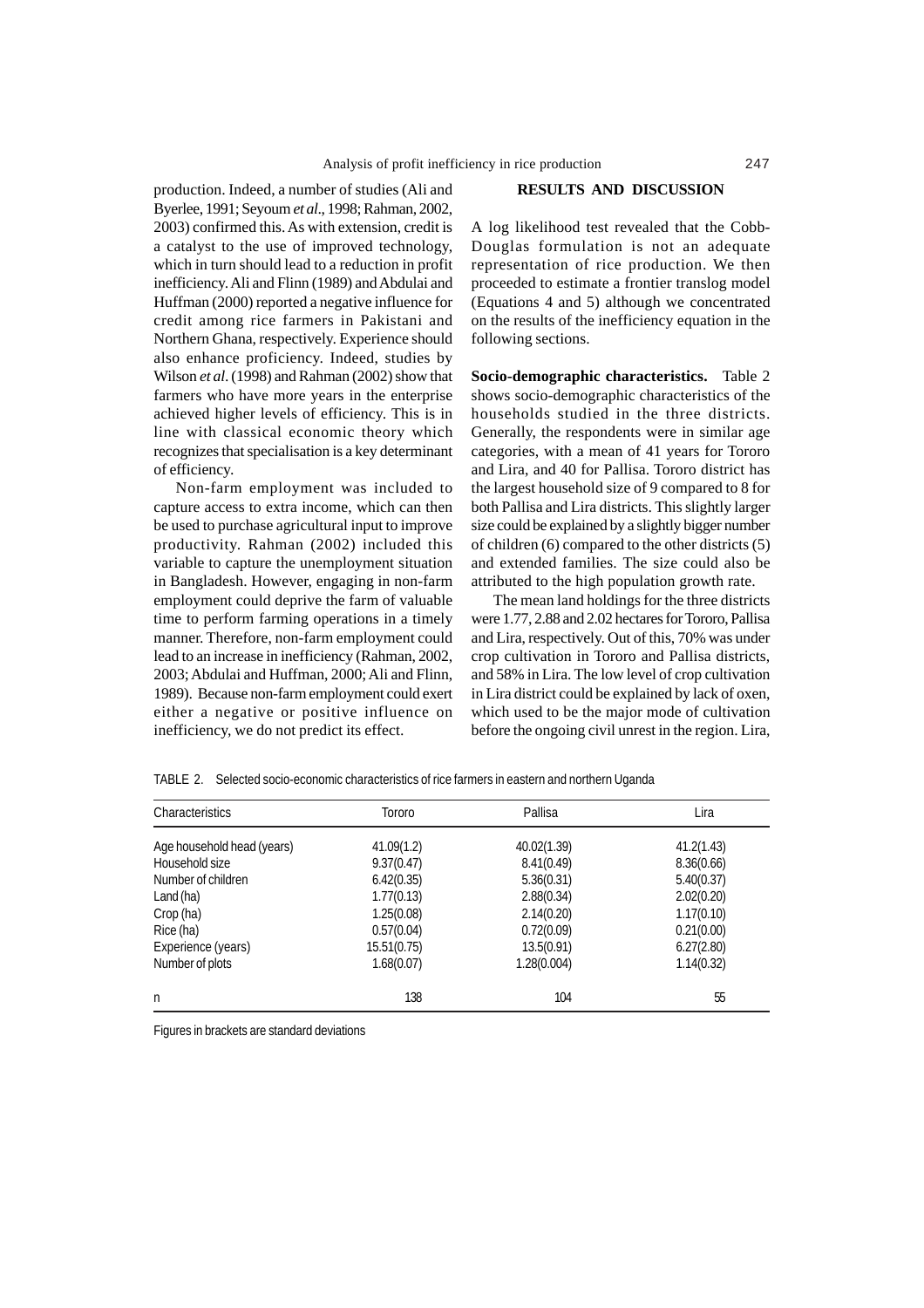production. Indeed, a number of studies (Ali and Byerlee, 1991; Seyoum *et al*., 1998; Rahman, 2002, 2003) confirmed this. As with extension, credit is a catalyst to the use of improved technology, which in turn should lead to a reduction in profit inefficiency. Ali and Flinn (1989) and Abdulai and Huffman (2000) reported a negative influence for credit among rice farmers in Pakistani and Northern Ghana, respectively. Experience should also enhance proficiency. Indeed, studies by Wilson *et al*. (1998) and Rahman (2002) show that farmers who have more years in the enterprise achieved higher levels of efficiency. This is in line with classical economic theory which recognizes that specialisation is a key determinant of efficiency.

Non-farm employment was included to capture access to extra income, which can then be used to purchase agricultural input to improve productivity. Rahman (2002) included this variable to capture the unemployment situation in Bangladesh. However, engaging in non-farm employment could deprive the farm of valuable time to perform farming operations in a timely manner. Therefore, non-farm employment could lead to an increase in inefficiency (Rahman, 2002, 2003; Abdulai and Huffman, 2000; Ali and Flinn, 1989). Because non-farm employment could exert either a negative or positive influence on inefficiency, we do not predict its effect.

## RESULTS AND DISCUSSION

A log likelihood test revealed that the Cobb-Douglas formulation is not an adequate representation of rice production. We then proceeded to estimate a frontier translog model (Equations 4 and 5) although we concentrated on the results of the inefficiency equation in the following sections.

**Socio-demographic characteristics.** Table 2 shows socio-demographic characteristics of the households studied in the three districts. Generally, the respondents were in similar age categories, with a mean of 41 years for Tororo and Lira, and 40 for Pallisa. Tororo district has the largest household size of 9 compared to 8 for both Pallisa and Lira districts. This slightly larger size could be explained by a slightly bigger number of children (6) compared to the other districts (5) and extended families. The size could also be attributed to the high population growth rate.

The mean land holdings for the three districts were 1.77, 2.88 and 2.02 hectares for Tororo, Pallisa and Lira, respectively. Out of this, 70% was under crop cultivation in Tororo and Pallisa districts, and 58% in Lira. The low level of crop cultivation in Lira district could be explained by lack of oxen, which used to be the major mode of cultivation before the ongoing civil unrest in the region. Lira,

TABLE 2. Selected socio-economic characteristics of rice farmers in eastern and northern Uganda

| Characteristics | Tororo | Pallisa | Lira |
|---|---|---|---|
| Age household head (years) | 41.09(1.2) | 40.02(1.39) | 41.2(1.43) |
| Household size | 9.37(0.47) | 8.41(0.49) | 8.36(0.66) |
| Number of children | 6.42(0.35) | 5.36(0.31) | 5.40(0.37) |
| Land (ha) | 1.77(0.13) | 2.88(0.34) | 2.02(0.20) |
| Crop (ha) | 1.25(0.08) | 2.14(0.20) | 1.17(0.10) |
| Rice (ha) | 0.57(0.04) | 0.72(0.09) | 0.21(0.00) |
| Experience (years) | 15.51(0.75) | 13.5(0.91) | 6.27(2.80) |
| Number of plots | 1.68(0.07) | 1.28(0.004) | 1.14(0.32) |
| n | 138 | 104 | 55 |

Figures in brackets are standard deviations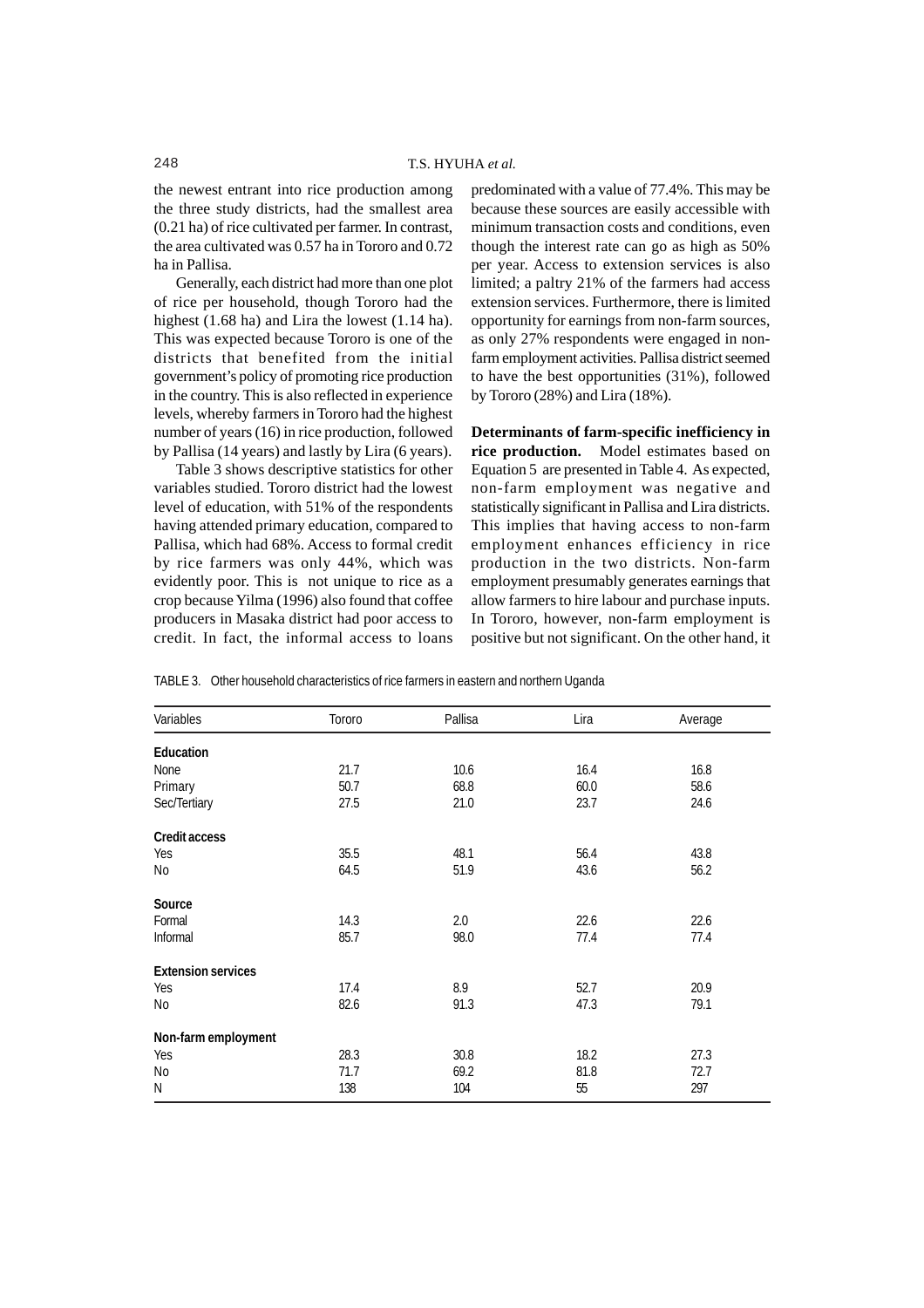the newest entrant into rice production among the three study districts, had the smallest area (0.21 ha) of rice cultivated per farmer. In contrast, the area cultivated was 0.57 ha in Tororo and 0.72 ha in Pallisa.

Generally, each district had more than one plot of rice per household, though Tororo had the highest (1.68 ha) and Lira the lowest (1.14 ha). This was expected because Tororo is one of the districts that benefited from the initial government's policy of promoting rice production in the country. This is also reflected in experience levels, whereby farmers in Tororo had the highest number of years (16) in rice production, followed by Pallisa (14 years) and lastly by Lira (6 years).

Table 3 shows descriptive statistics for other variables studied. Tororo district had the lowest level of education, with 51% of the respondents having attended primary education, compared to Pallisa, which had 68%. Access to formal credit by rice farmers was only 44%, which was evidently poor. This is not unique to rice as a crop because Yilma (1996) also found that coffee producers in Masaka district had poor access to credit. In fact, the informal access to loans predominated with a value of 77.4%. This may be because these sources are easily accessible with minimum transaction costs and conditions, even though the interest rate can go as high as 50% per year. Access to extension services is also limited; a paltry 21% of the farmers had access extension services. Furthermore, there is limited opportunity for earnings from non-farm sources, as only 27% respondents were engaged in non-farm employment activities. Pallisa district seemed to have the best opportunities (31%), followed by Tororo (28%) and Lira (18%).

**Determinants of farm-specific inefficiency in rice production.** Model estimates based on Equation 5 are presented in Table 4. As expected, non-farm employment was negative and statistically significant in Pallisa and Lira districts. This implies that having access to non-farm employment enhances efficiency in rice production in the two districts. Non-farm employment presumably generates earnings that allow farmers to hire labour and purchase inputs. In Tororo, however, non-farm employment is positive but not significant. On the other hand, it

TABLE 3. Other household characteristics of rice farmers in eastern and northern Uganda

| Variables | Tororo | Pallisa | Lira | Average |
|---|---|---|---|---|
| **Education** | | | | |
| None | 21.7 | 10.6 | 16.4 | 16.8 |
| Primary | 50.7 | 68.8 | 60.0 | 58.6 |
| Sec/Tertiary | 27.5 | 21.0 | 23.7 | 24.6 |
| **Credit access** | | | | |
| Yes | 35.5 | 48.1 | 56.4 | 43.8 |
| No | 64.5 | 51.9 | 43.6 | 56.2 |
| **Source** | | | | |
| Formal | 14.3 | 2.0 | 22.6 | 22.6 |
| Informal | 85.7 | 98.0 | 77.4 | 77.4 |
| **Extension services** | | | | |
| Yes | 17.4 | 8.9 | 52.7 | 20.9 |
| No | 82.6 | 91.3 | 47.3 | 79.1 |
| **Non-farm employment** | | | | |
| Yes | 28.3 | 30.8 | 18.2 | 27.3 |
| No | 71.7 | 69.2 | 81.8 | 72.7 |
| N | 138 | 104 | 55 | 297 |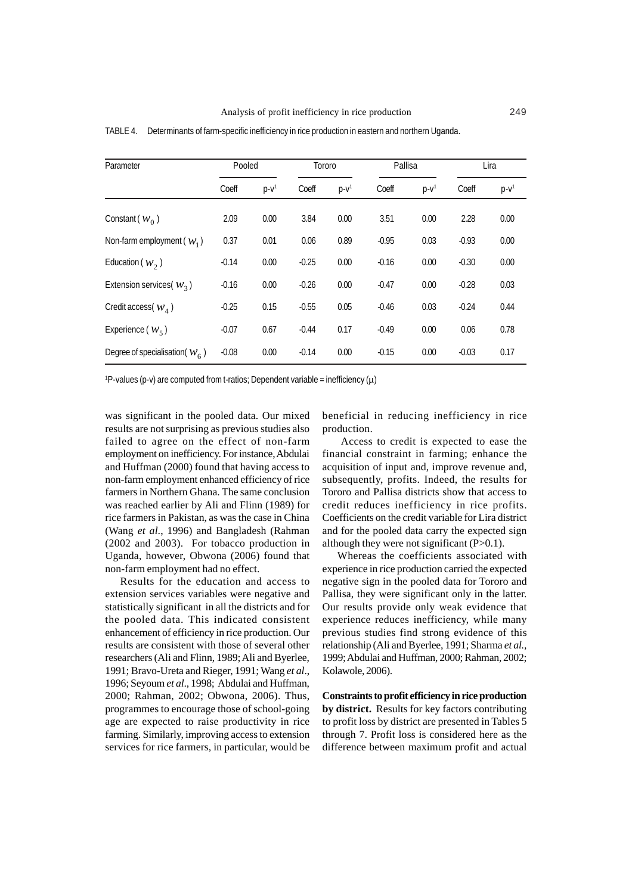TABLE 4. Determinants of farm-specific inefficiency in rice production in eastern and northern Uganda.

| Parameter | Pooled | | Tororo | | Pallisa | | Lira | |
|---|---|---|---|---|---|---|---|---|
| | Coeff | p-v[1] | Coeff | p-v[1] | Coeff | p-v[1] | Coeff | p-v[1] |
| Constant ( $w_0$ ) | 2.09 | 0.00 | 3.84 | 0.00 | 3.51 | 0.00 | 2.28 | 0.00 |
| Non-farm employment ( $w_1$ ) | 0.37 | 0.01 | 0.06 | 0.89 | -0.95 | 0.03 | -0.93 | 0.00 |
| Education ( $w_2$ ) | -0.14 | 0.00 | -0.25 | 0.00 | -0.16 | 0.00 | -0.30 | 0.00 |
| Extension services( $w_3$ ) | -0.16 | 0.00 | -0.26 | 0.00 | -0.47 | 0.00 | -0.28 | 0.03 |
| Credit access( $w_4$ ) | -0.25 | 0.15 | -0.55 | 0.05 | -0.46 | 0.03 | -0.24 | 0.44 |
| Experience ( $w_5$ ) | -0.07 | 0.67 | -0.44 | 0.17 | -0.49 | 0.00 | 0.06 | 0.78 |
| Degree of specialisation( $w_6$ ) | -0.08 | 0.00 | -0.14 | 0.00 | -0.15 | 0.00 | -0.03 | 0.17 |

[1]P-values (p-v) are computed from t-ratios; Dependent variable = inefficiency ($\mu$)

was significant in the pooled data. Our mixed results are not surprising as previous studies also failed to agree on the effect of non-farm employment on inefficiency. For instance, Abdulai and Huffman (2000) found that having access to non-farm employment enhanced efficiency of rice farmers in Northern Ghana. The same conclusion was reached earlier by Ali and Flinn (1989) for rice farmers in Pakistan, as was the case in China (Wang *et al*., 1996) and Bangladesh (Rahman (2002 and 2003). For tobacco production in Uganda, however, Obwona (2006) found that non-farm employment had no effect.

Results for the education and access to extension services variables were negative and statistically significant in all the districts and for the pooled data. This indicated consistent enhancement of efficiency in rice production. Our results are consistent with those of several other researchers (Ali and Flinn, 1989; Ali and Byerlee, 1991; Bravo-Ureta and Rieger, 1991; Wang *et al*., 1996; Seyoum *et al*., 1998; Abdulai and Huffman, 2000; Rahman, 2002; Obwona, 2006). Thus, programmes to encourage those of school-going age are expected to raise productivity in rice farming. Similarly, improving access to extension services for rice farmers, in particular, would be beneficial in reducing inefficiency in rice production.

Access to credit is expected to ease the financial constraint in farming; enhance the acquisition of input and, improve revenue and, subsequently, profits. Indeed, the results for Tororo and Pallisa districts show that access to credit reduces inefficiency in rice profits. Coefficients on the credit variable for Lira district and for the pooled data carry the expected sign although they were not significant (P>0.1).

Whereas the coefficients associated with experience in rice production carried the expected negative sign in the pooled data for Tororo and Pallisa, they were significant only in the latter. Our results provide only weak evidence that experience reduces inefficiency, while many previous studies find strong evidence of this relationship (Ali and Byerlee, 1991; Sharma *et al.*, 1999; Abdulai and Huffman, 2000; Rahman, 2002; Kolawole, 2006).

**Constraints to profit efficiency in rice production by district.** Results for key factors contributing to profit loss by district are presented in Tables 5 through 7. Profit loss is considered here as the difference between maximum profit and actual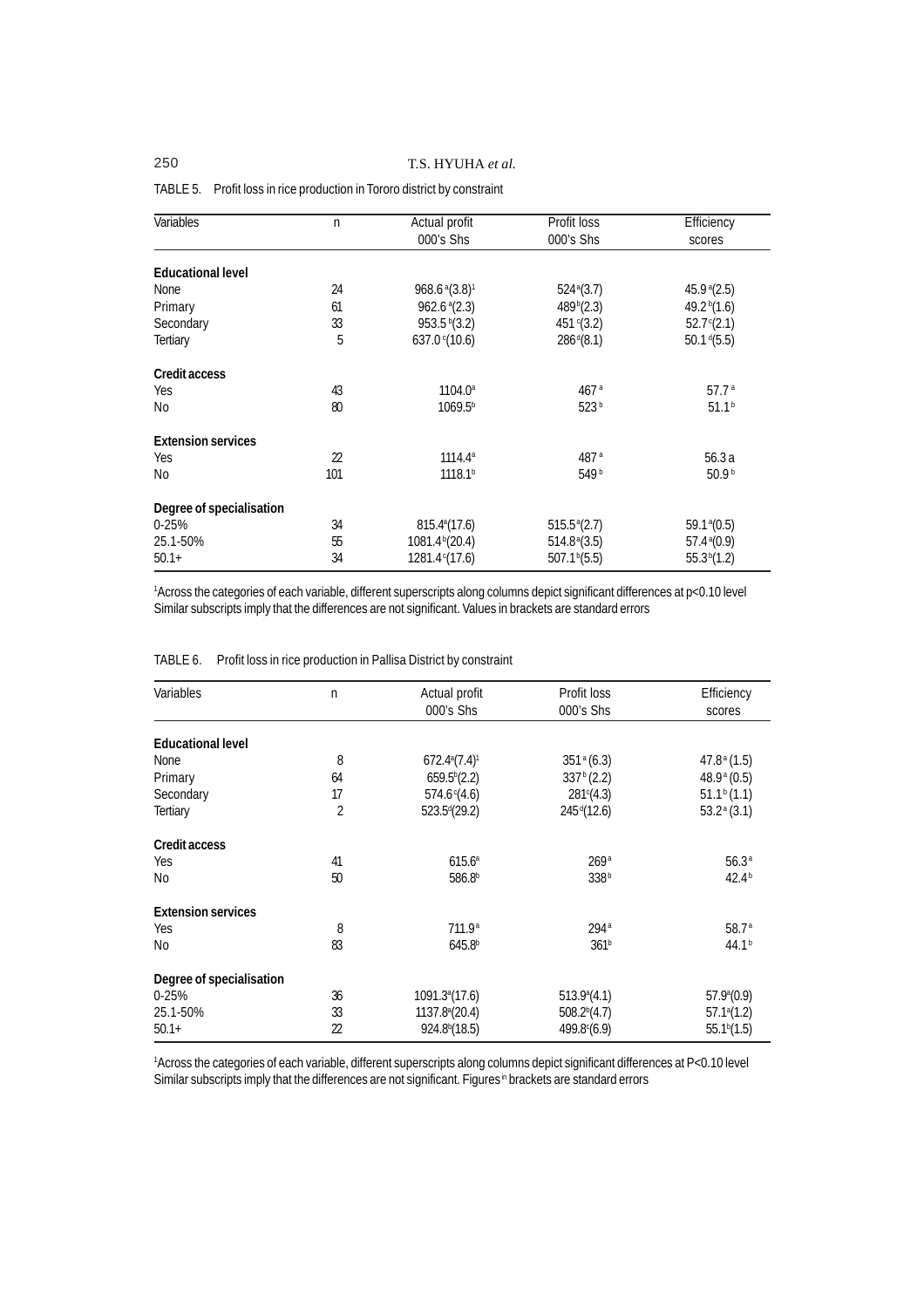TABLE 5. Profit loss in rice production in Tororo district by constraint

| Variables | n | Actual profit 000's Shs | Profit loss 000's Shs | Efficiency scores |
|---|---|---|---|---|
| **Educational level** | | | | |
| None | 24 | 968.6 [a](3.8)[1] | 524[a](3.7) | 45.9[a](2.5) |
| Primary | 61 | 962.6 [a](2.3) | 489[b](2.3) | 49.2[b](1.6) |
| Secondary | 33 | 953.5 [b](3.2) | 451[c](3.2) | 52.7[c](2.1) |
| Tertiary | 5 | 637.0[c](10.6) | 286[d](8.1) | 50.1[d](5.5) |
| **Credit access** | | | | |
| Yes | 43 | 1104.0[a] | 467[a] | 57.7[a] |
| No | 80 | 1069.5[b] | 523[b] | 51.1[b] |
| **Extension services** | | | | |
| Yes | 22 | 1114.4[a] | 487[a] | 56.3 a |
| No | 101 | 1118.1[b] | 549[b] | 50.9[b] |
| **Degree of specialisation** | | | | |
| 0-25% | 34 | 815.4[a](17.6) | 515.5[a](2.7) | 59.1[a](0.5) |
| 25.1-50% | 55 | 1081.4[b](20.4) | 514.8[a](3.5) | 57.4[a](0.9) |
| 50.1+ | 34 | 1281.4[c](17.6) | 507.1[b](5.5) | 55.3[b](1.2) |

[1]Across the categories of each variable, different superscripts along columns depict significant differences at p<0.10 level Similar subscripts imply that the differences are not significant. Values in brackets are standard errors

TABLE 6. Profit loss in rice production in Pallisa District by constraint

| Variables | n | Actual profit 000's Shs | Profit loss 000's Shs | Efficiency scores |
|---|---|---|---|---|
| **Educational level** | | | | |
| None | 8 | 672.4[a](7.4)[1] | 351[a](6.3) | 47.8[a](1.5) |
| Primary | 64 | 659.5[b](2.2) | 337[b](2.2) | 48.9[a](0.5) |
| Secondary | 17 | 574.6[c](4.6) | 281[c](4.3) | 51.1[b](1.1) |
| Tertiary | 2 | 523.5[d](29.2) | 245[d](12.6) | 53.2[a](3.1) |
| **Credit access** | | | | |
| Yes | 41 | 615.6[a] | 269[a] | 56.3[a] |
| No | 50 | 586.8[b] | 338[b] | 42.4[b] |
| **Extension services** | | | | |
| Yes | 8 | 711.9[a] | 294[a] | 58.7[a] |
| No | 83 | 645.8[b] | 361[b] | 44.1[b] |
| **Degree of specialisation** | | | | |
| 0-25% | 36 | 1091.3[a](17.6) | 513.9[a](4.1) | 57.9[a](0.9) |
| 25.1-50% | 33 | 1137.8[a](20.4) | 508.2[b](4.7) | 57.1[a](1.2) |
| 50.1+ | 22 | 924.8[b](18.5) | 499.8[c](6.9) | 55.1[b](1.5) |

[1]Across the categories of each variable, different superscripts along columns depict significant differences at P<0.10 level Similar subscripts imply that the differences are not significant. Figures in brackets are standard errors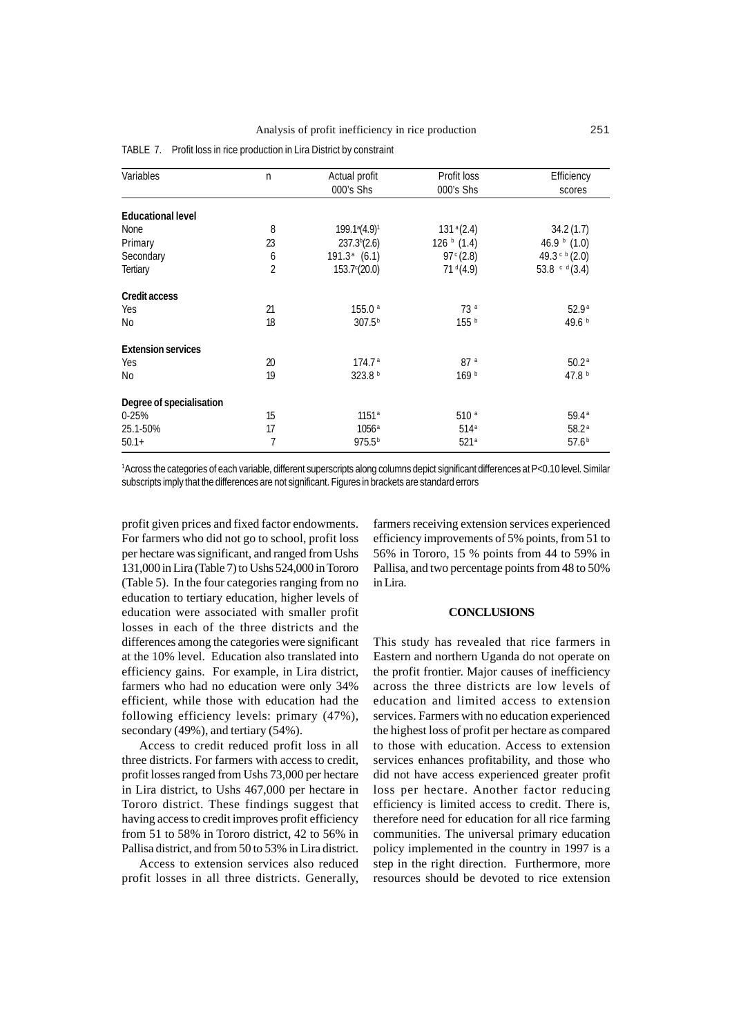TABLE 7. Profit loss in rice production in Lira District by constraint

| Variables | n | Actual profit 000's Shs | Profit loss 000's Shs | Efficiency scores |
|---|---|---|---|---|
| **Educational level** | | | | |
| None | 8 | 199.1[a](4.9)[1] | 131 [a](2.4) | 34.2 (1.7) |
| Primary | 23 | 237.3[b](2.6) | 126 [b] (1.4) | 46.9 [b] (1.0) |
| Secondary | 6 | 191.3[a] (6.1) | 97[c](2.8) | 49.3 [c b](2.0) |
| Tertiary | 2 | 153.7[c](20.0) | 71 [d](4.9) | 53.8 [c d](3.4) |
| **Credit access** | | | | |
| Yes | 21 | 155.0 [a] | 73 [a] | 52.9[a] |
| No | 18 | 307.5[b] | 155 [b] | 49.6 [b] |
| **Extension services** | | | | |
| Yes | 20 | 174.7[a] | 87 [a] | 50.2[a] |
| No | 19 | 323.8 [b] | 169 [b] | 47.8 [b] |
| **Degree of specialisation** | | | | |
| 0-25% | 15 | 1151[a] | 510 [a] | 59.4[a] |
| 25.1-50% | 17 | 1056[a] | 514[a] | 58.2[a] |
| 50.1+ | 7 | 975.5[b] | 521[a] | 57.6[b] |

[1]Across the categories of each variable, different superscripts along columns depict significant differences at P<0.10 level. Similar subscripts imply that the differences are not significant. Figures in brackets are standard errors

profit given prices and fixed factor endowments. For farmers who did not go to school, profit loss per hectare was significant, and ranged from Ushs 131,000 in Lira (Table 7) to Ushs 524,000 in Tororo (Table 5). In the four categories ranging from no education to tertiary education, higher levels of education were associated with smaller profit losses in each of the three districts and the differences among the categories were significant at the 10% level. Education also translated into efficiency gains. For example, in Lira district, farmers who had no education were only 34% efficient, while those with education had the following efficiency levels: primary (47%), secondary (49%), and tertiary (54%).

Access to credit reduced profit loss in all three districts. For farmers with access to credit, profit losses ranged from Ushs 73,000 per hectare in Lira district, to Ushs 467,000 per hectare in Tororo district. These findings suggest that having access to credit improves profit efficiency from 51 to 58% in Tororo district, 42 to 56% in Pallisa district, and from 50 to 53% in Lira district.

Access to extension services also reduced profit losses in all three districts. Generally, farmers receiving extension services experienced efficiency improvements of 5% points, from 51 to 56% in Tororo, 15 % points from 44 to 59% in Pallisa, and two percentage points from 48 to 50% in Lira.

## CONCLUSIONS

This study has revealed that rice farmers in Eastern and northern Uganda do not operate on the profit frontier. Major causes of inefficiency across the three districts are low levels of education and limited access to extension services. Farmers with no education experienced the highest loss of profit per hectare as compared to those with education. Access to extension services enhances profitability, and those who did not have access experienced greater profit loss per hectare. Another factor reducing efficiency is limited access to credit. There is, therefore need for education for all rice farming communities. The universal primary education policy implemented in the country in 1997 is a step in the right direction. Furthermore, more resources should be devoted to rice extension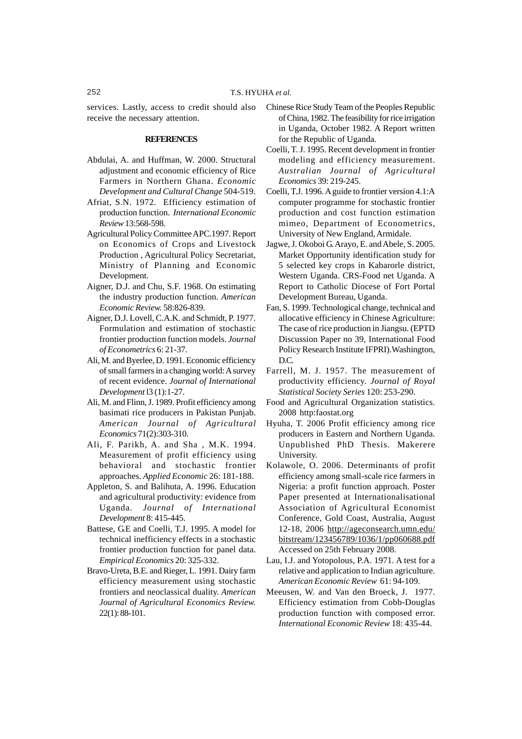services. Lastly, access to credit should also receive the necessary attention.

## REFERENCES

Abdulai, A. and Huffman, W. 2000. Structural adjustment and economic efficiency of Rice Farmers in Northern Ghana. *Economic Development and Cultural Change* 504-519.

Afriat, S.N. 1972. Efficiency estimation of production function. *International Economic Review* 13:568-598.

Agricultural Policy Committee APC.1997. Report on Economics of Crops and Livestock Production , Agricultural Policy Secretariat, Ministry of Planning and Economic Development.

Aigner, D.J. and Chu, S.F. 1968. On estimating the industry production function. *American Economic Review.* 58:826-839.

Aigner, D.J. Lovell, C.A.K. and Schmidt, P. 1977. Formulation and estimation of stochastic frontier production function models. *Journal of Econometrics* 6: 21-37.

Ali, M. and Byerlee, D. 1991. Economic efficiency of small farmers in a changing world: A survey of recent evidence. *Journal of International Development* l3 (1):1-27.

Ali, M. and Flinn, J. 1989. Profit efficiency among basimati rice producers in Pakistan Punjab. *American Journal of Agricultural Economics* 71(2):303-310.

Ali, F. Parikh, A. and Sha , M.K. 1994. Measurement of profit efficiency using behavioral and stochastic frontier approaches. *Applied Economic* 26: 181-188.

Appleton, S. and Balihuta, A. 1996. Education and agricultural productivity: evidence from Uganda. *Journal of International Development* 8: 415-445.

Battese, G.E and Coelli, T.J. 1995. A model for technical inefficiency effects in a stochastic frontier production function for panel data. *Empirical Economics* 20: 325-332.

Bravo-Ureta, B.E. and Rieger, L. 1991. Dairy farm efficiency measurement using stochastic frontiers and neoclassical duality. *American Journal of Agricultural Economics Review.* 22(1): 88-101.

Chinese Rice Study Team of the Peoples Republic of China, 1982. The feasibility for rice irrigation in Uganda, October 1982. A Report written for the Republic of Uganda.

Coelli, T. J. 1995. Recent development in frontier modeling and efficiency measurement. *Australian Journal of Agricultural Economics* 39: 219-245.

Coelli, T.J. 1996. A guide to frontier version 4.1:A computer programme for stochastic frontier production and cost function estimation mimeo, Department of Econometrics, University of New England, Armidale.

Jagwe, J. Okoboi G. Arayo, E. and Abele, S. 2005. Market Opportunity identification study for 5 selected key crops in Kabarorle district, Western Uganda. CRS-Food net Uganda. A Report to Catholic Diocese of Fort Portal Development Bureau, Uganda.

Fan, S. 1999. Technological change, technical and allocative efficiency in Chinese Agriculture: The case of rice production in Jiangsu. (EPTD Discussion Paper no 39, International Food Policy Research Institute IFPRI).Washington, D.C.

Farrell, M. J. 1957. The measurement of productivity efficiency. *Journal of Royal Statistical Society Series* 120: 253-290.

Food and Agricultural Organization statistics. 2008 http:faostat.org

Hyuha, T. 2006 Profit efficiency among rice producers in Eastern and Northern Uganda. Unpublished PhD Thesis. Makerere University.

Kolawole, O. 2006. Determinants of profit efficiency among small-scale rice farmers in Nigeria: a profit function approach. Poster Paper presented at Internationalisational Association of Agricultural Economist Conference, Gold Coast, Australia, August 12-18, 2006 http://ageconsearch.umn.edu/bitstream/123456789/1036/1/pp060688.pdf Accessed on 25th February 2008.

Lau, I.J. and Yotopolous, P.A. 1971. A test for a relative and application to Indian agriculture. *American Economic Review* 61: 94-109.

Meeusen, W. and Van den Broeck, J. 1977. Efficiency estimation from Cobb-Douglas production function with composed error. *International Economic Review* 18: 435-44.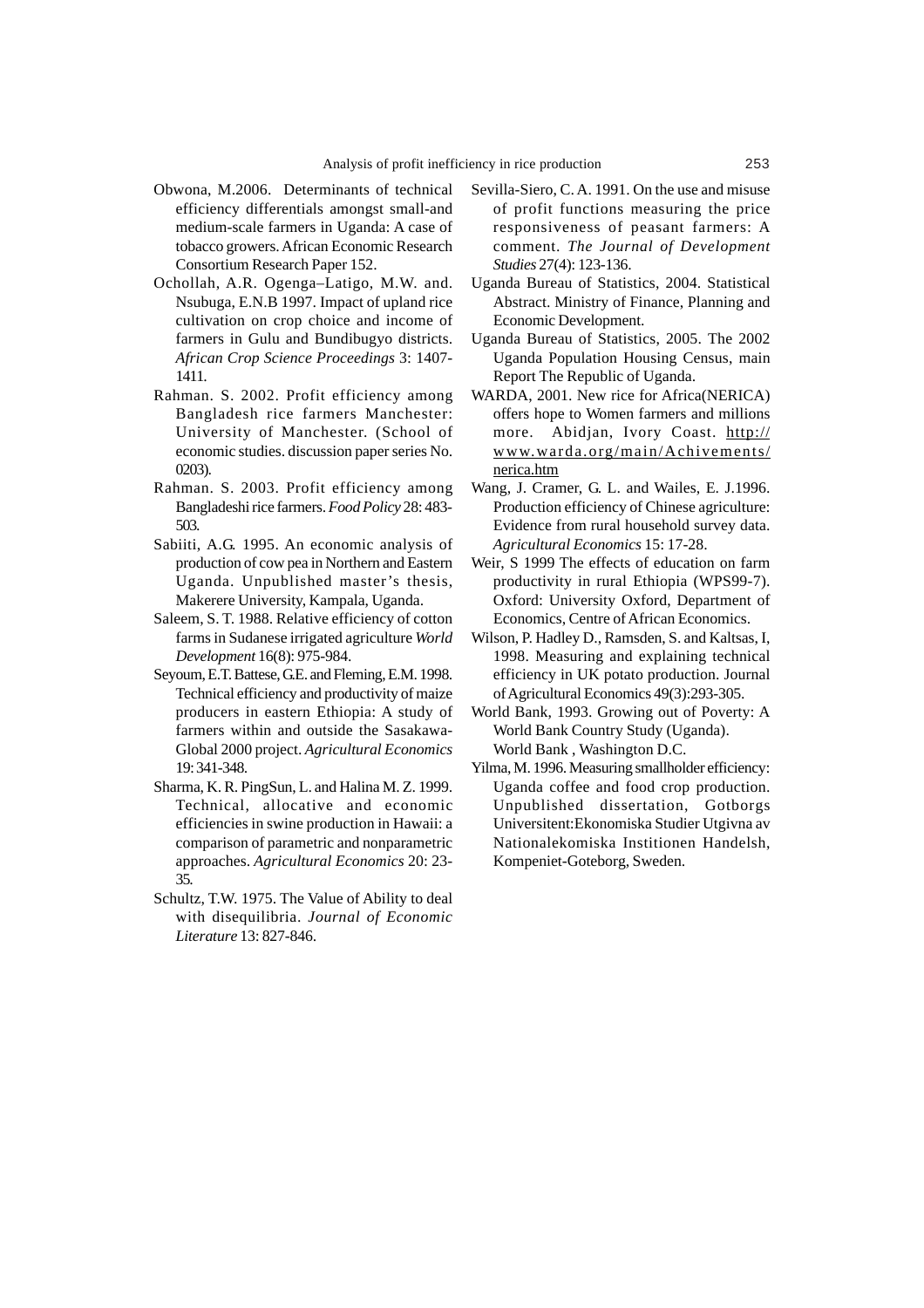Obwona, M.2006. Determinants of technical efficiency differentials amongst small-and medium-scale farmers in Uganda: A case of tobacco growers. African Economic Research Consortium Research Paper 152.

Ochollah, A.R. Ogenga–Latigo, M.W. and. Nsubuga, E.N.B 1997. Impact of upland rice cultivation on crop choice and income of farmers in Gulu and Bundibugyo districts. *African Crop Science Proceedings* 3: 1407-1411.

Rahman. S. 2002. Profit efficiency among Bangladesh rice farmers Manchester: University of Manchester. (School of economic studies. discussion paper series No. 0203).

Rahman. S. 2003. Profit efficiency among Bangladeshi rice farmers. *Food Policy* 28: 483-503.

Sabiiti, A.G. 1995. An economic analysis of production of cow pea in Northern and Eastern Uganda. Unpublished master's thesis, Makerere University, Kampala, Uganda.

Saleem, S. T. 1988. Relative efficiency of cotton farms in Sudanese irrigated agriculture *World Development* 16(8): 975-984.

Seyoum, E.T. Battese, G.E. and Fleming, E.M. 1998. Technical efficiency and productivity of maize producers in eastern Ethiopia: A study of farmers within and outside the Sasakawa-Global 2000 project. *Agricultural Economics* 19: 341-348.

Sharma, K. R. PingSun, L. and Halina M. Z. 1999. Technical, allocative and economic efficiencies in swine production in Hawaii: a comparison of parametric and nonparametric approaches. *Agricultural Economics* 20: 23-35.

Schultz, T.W. 1975. The Value of Ability to deal with disequilibria. *Journal of Economic Literature* 13: 827-846.

Sevilla-Siero, C. A. 1991. On the use and misuse of profit functions measuring the price responsiveness of peasant farmers: A comment. *The Journal of Development Studies* 27(4): 123-136.

Uganda Bureau of Statistics, 2004. Statistical Abstract. Ministry of Finance, Planning and Economic Development.

Uganda Bureau of Statistics, 2005. The 2002 Uganda Population Housing Census, main Report The Republic of Uganda.

WARDA, 2001. New rice for Africa(NERICA) offers hope to Women farmers and millions more. Abidjan, Ivory Coast. http://www.warda.org/main/Achivements/nerica.htm

Wang, J. Cramer, G. L. and Wailes, E. J.1996. Production efficiency of Chinese agriculture: Evidence from rural household survey data. *Agricultural Economics* 15: 17-28.

Weir, S 1999 The effects of education on farm productivity in rural Ethiopia (WPS99-7). Oxford: University Oxford, Department of Economics, Centre of African Economics.

Wilson, P. Hadley D., Ramsden, S. and Kaltsas, I, 1998. Measuring and explaining technical efficiency in UK potato production. Journal of Agricultural Economics 49(3):293-305.

World Bank, 1993. Growing out of Poverty: A World Bank Country Study (Uganda). World Bank , Washington D.C.

Yilma, M. 1996. Measuring smallholder efficiency: Uganda coffee and food crop production. Unpublished dissertation, Gotborgs Universitent:Ekonomiska Studier Utgivna av Nationalekomiska Institionen Handelsh, Kompeniet-Goteborg, Sweden.